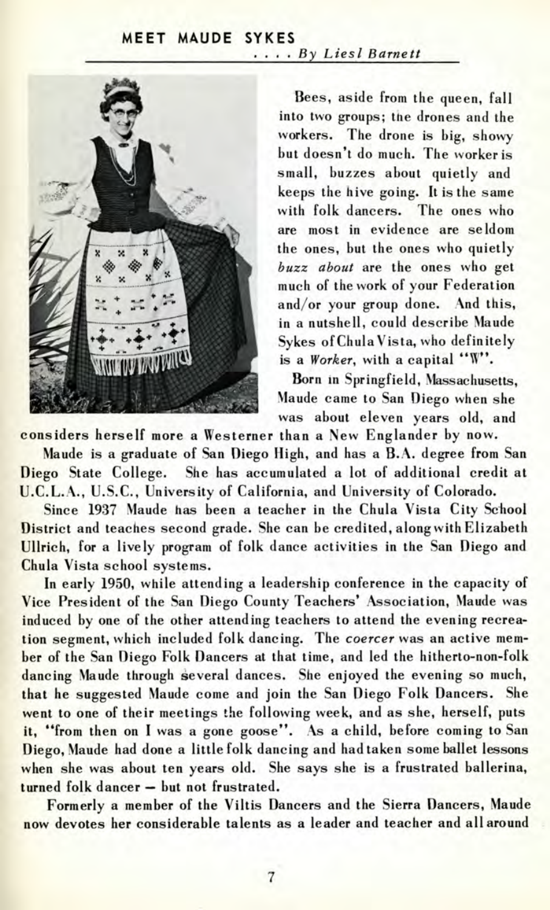## MEET MAUDE SYKES

*. . . . By Liesl Barnett*

Bees, aside from the queen, fall into two groups; the drones and the workers. The drone is big, showy but doesn't do much. The worker is small, buzzes about quietly and keeps the hive going. It is the same with folk dancers. The ones who are most in evidence are seldom the ones, but the ones who quietly *buzz about* are the ones who get much of the work of your Federation and/or your group done. And this, in a nutshell, could describe Maude Sykes of Chula Vista, who definitely is a *Worker*, with a capital "W".

Born in Springfield, Massachusetts, Maude came to San Diego when she was about eleven years old, and considers herself more a Westerner than a New Englander by now.

Maude is a graduate of San Diego High, and has a B.A. degree from San Diego State College. She has accumulated a lot of additional credit at U.C.L.A., U.S.C., University of California, and University of Colorado.

Since 1937 Maude has been a teacher in the Chula Vista City School District and teaches second grade. She can be credited, along with Elizabeth Ullrich, for a lively program of folk dance activities in the San Diego and Chula Vista school systems.

In early 1950, while attending a leadership conference in the capacity of Vice President of the San Diego County Teachers' Association, Maude was induced by one of the other attending teachers to attend the evening recreation segment, which included folk dancing. The *coercer* was an active member of the San Diego Folk Dancers at that time, and led the hitherto-non-folk dancing Maude through several dances. She enjoyed the evening so much, that he suggested Maude come and join the San Diego Folk Dancers. She went to one of their meetings the following week, and as she, herself, puts it, "from then on I was a gone goose". As a child, before coming to San Diego, Maude had done a little folk dancing and had taken some ballet lessons when she was about ten years old. She says she is a frustrated ballerina, turned folk dancer — but not frustrated.

Formerly a member of the Viltis Dancers and the Sierra Dancers, Maude now devotes her considerable talents as a leader and teacher and all around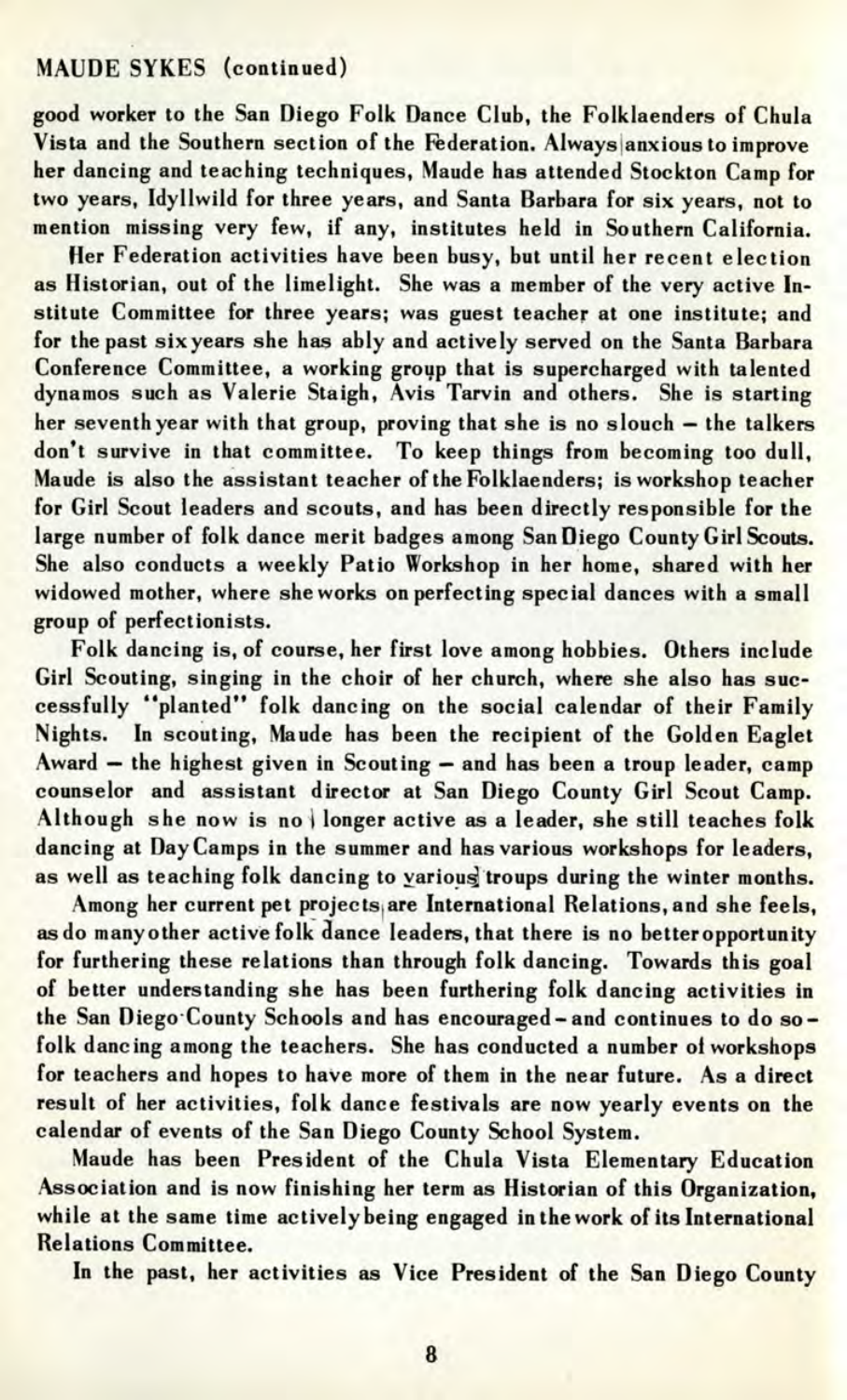MAUDE SYKES (continued)

good worker to the San Diego Folk Dance Club, the Folklaenders of Chula Vista and the Southern section of the Federation. Always anxious to improve her dancing and teaching techniques, Maude has attended Stockton Camp for two years, Idyllwild for three years, and Santa Barbara for six years, not to mention missing very few, if any, institutes held in Southern California.

Her Federation activities have been busy, but until her recent election as Historian, out of the limelight. She was a member of the very active Institute Committee for three years; was guest teacher at one institute; and for the past six years she has ably and actively served on the Santa Barbara Conference Committee, a working group that is supercharged with talented dynamos such as Valerie Staigh, Avis Tarvin and others. She is starting her seventh year with that group, proving that she is no slouch – the talkers don't survive in that committee. To keep things from becoming too dull, Maude is also the assistant teacher of the Folklaenders; is workshop teacher for Girl Scout leaders and scouts, and has been directly responsible for the large number of folk dance merit badges among San Diego County Girl Scouts. She also conducts a weekly Patio Workshop in her home, shared with her widowed mother, where she works on perfecting special dances with a small group of perfectionists.

Folk dancing is, of course, her first love among hobbies. Others include Girl Scouting, singing in the choir of her church, where she also has successfully "planted" folk dancing on the social calendar of their Family Nights. In scouting, Maude has been the recipient of the Golden Eaglet Award – the highest given in Scouting – and has been a troup leader, camp counselor and assistant director at San Diego County Girl Scout Camp. Although she now is no longer active as a leader, she still teaches folk dancing at Day Camps in the summer and has various workshops for leaders, as well as teaching folk dancing to various troups during the winter months.

Among her current pet projects are International Relations, and she feels, as do many other active folk dance leaders, that there is no better opportunity for furthering these relations than through folk dancing. Towards this goal of better understanding she has been furthering folk dancing activities in the San Diego County Schools and has encouraged – and continues to do so – folk dancing among the teachers. She has conducted a number of workshops for teachers and hopes to have more of them in the near future. As a direct result of her activities, folk dance festivals are now yearly events on the calendar of events of the San Diego County School System.

Maude has been President of the Chula Vista Elementary Education Association and is now finishing her term as Historian of this Organization, while at the same time actively being engaged in the work of its International Relations Committee.

In the past, her activities as Vice President of the San Diego County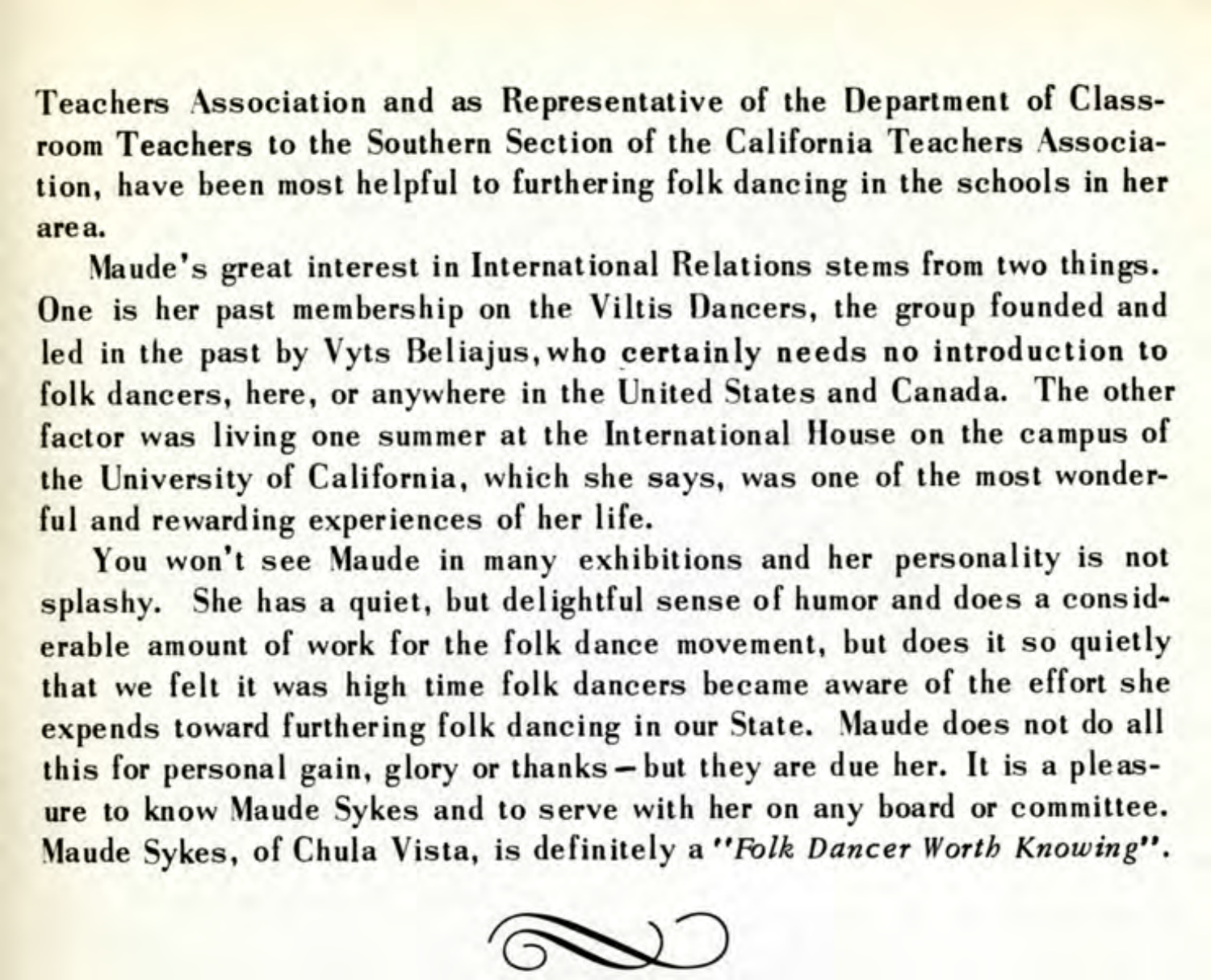Teachers Association and as Representative of the Department of Classroom Teachers to the Southern Section of the California Teachers Association, have been most helpful to furthering folk dancing in the schools in her area.

Maude's great interest in International Relations stems from two things. One is her past membership on the Viltis Dancers, the group founded and led in the past by Vyts Beliajus, who certainly needs no introduction to folk dancers, here, or anywhere in the United States and Canada. The other factor was living one summer at the International House on the campus of the University of California, which she says, was one of the most wonderful and rewarding experiences of her life.

You won't see Maude in many exhibitions and her personality is not splashy. She has a quiet, but delightful sense of humor and does a considerable amount of work for the folk dance movement, but does it so quietly that we felt it was high time folk dancers became aware of the effort she expends toward furthering folk dancing in our State. Maude does not do all this for personal gain, glory or thanks — but they are due her. It is a pleasure to know Maude Sykes and to serve with her on any board or committee. Maude Sykes, of Chula Vista, is definitely a *"Folk Dancer Worth Knowing"*.